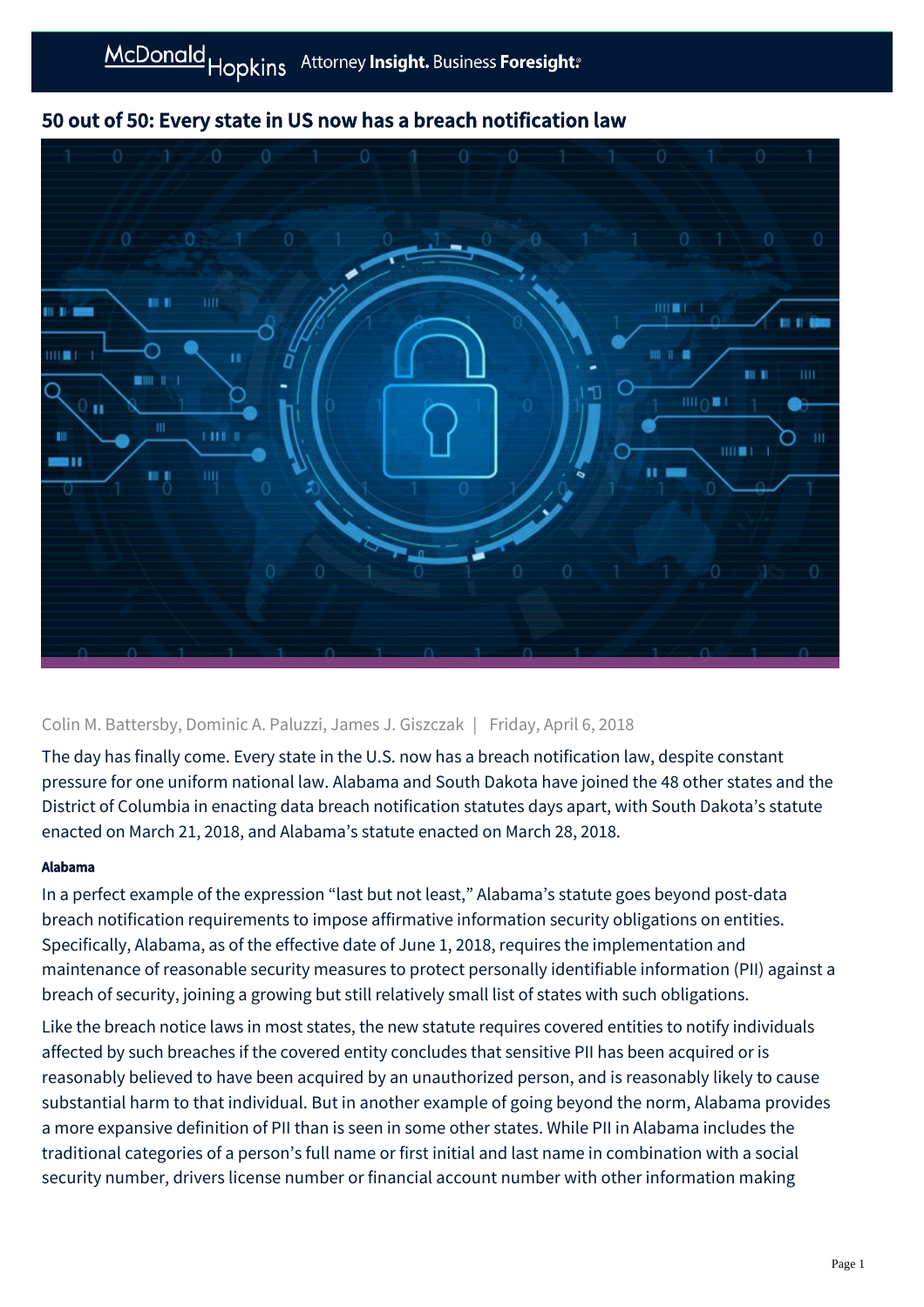# 50 out of 50: Every state in US now has a breach notification law

Colin M. Battersby, Dominic A. Paluzzi, James J. Giszczak | Friday, April 6, 2018

The day has finally come. Every state in the U.S. now has a breach notification law, despite constant pressure for one uniform national law. Alabama and South Dakota have joined the 48 other states and the District of Columbia in enacting data breach notification statutes days apart, with South Dakota's statute enacted on March 21, 2018, and Alabama's statute enacted on March 28, 2018.

#### Alabama

In a perfect example of the expression "last but not least," Alabama's statute goes beyond post-data breach notification requirements to impose affirmative information security obligations on entities. Specifically, Alabama, as of the effective date of June 1, 2018, requires the implementation and maintenance of reasonable security measures to protect personally identifiable information (PII) against a breach of security, joining a growing but still relatively small list of states with such obligations.

Like the breach notice laws in most states, the new statute requires covered entities to notify individuals affected by such breaches if the covered entity concludes that sensitive PII has been acquired or is reasonably believed to have been acquired by an unauthorized person, and is reasonably likely to cause substantial harm to that individual. But in another example of going beyond the norm, Alabama provides a more expansive definition of PII than is seen in some other states. While PII in Alabama includes the traditional categories of a person's full name or first initial and last name in combination with a social security number, drivers license number or financial account number with other information making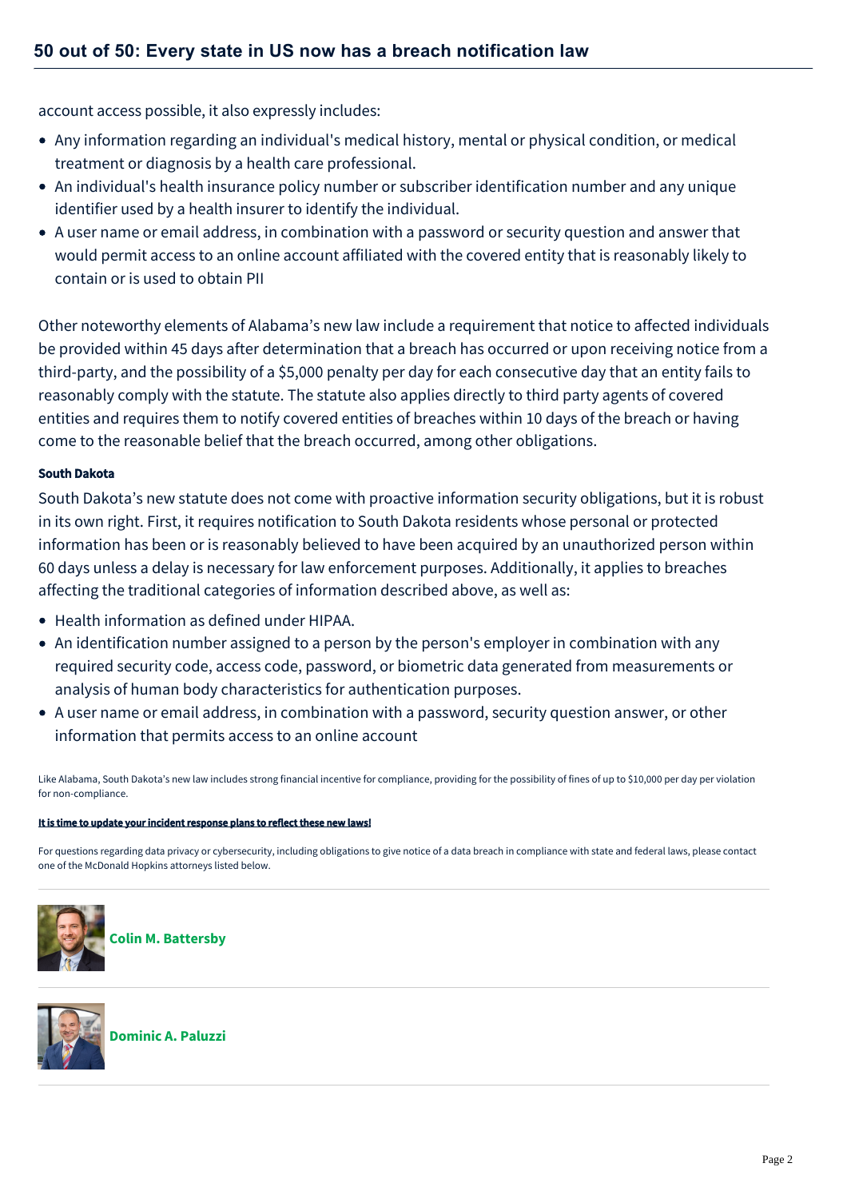account access possible, it also expressly includes:

- Any information regarding an individual's medical history, mental or physical condition, or medical treatment or diagnosis by a health care professional.
- An individual's health insurance policy number or subscriber identification number and any unique identifier used by a health insurer to identify the individual.
- A user name or email address, in combination with a password or security question and answer that would permit access to an online account affiliated with the covered entity that is reasonably likely to contain or is used to obtain PII

Other noteworthy elements of Alabama's new law include a requirement that notice to affected individuals be provided within 45 days after determination that a breach has occurred or upon receiving notice from a third-party, and the possibility of a $5,000 penalty per day for each consecutive day that an entity fails to reasonably comply with the statute. The statute also applies directly to third party agents of covered entities and requires them to notify covered entities of breaches within 10 days of the breach or having come to the reasonable belief that the breach occurred, among other obligations.

**South Dakota**

South Dakota's new statute does not come with proactive information security obligations, but it is robust in its own right. First, it requires notification to South Dakota residents whose personal or protected information has been or is reasonably believed to have been acquired by an unauthorized person within 60 days unless a delay is necessary for law enforcement purposes. Additionally, it applies to breaches affecting the traditional categories of information described above, as well as:

- Health information as defined under HIPAA.
- An identification number assigned to a person by the person's employer in combination with any required security code, access code, password, or biometric data generated from measurements or analysis of human body characteristics for authentication purposes.
- A user name or email address, in combination with a password, security question answer, or other information that permits access to an online account

Like Alabama, South Dakota's new law includes strong financial incentive for compliance, providing for the possibility of fines of up to $10,000 per day per violation for non-compliance.

**It is time to update your incident response plans to reflect these new laws!**

For questions regarding data privacy or cybersecurity, including obligations to give notice of a data breach in compliance with state and federal laws, please contact one of the McDonald Hopkins attorneys listed below.

**Colin M. Battersby**

**Dominic A. Paluzzi**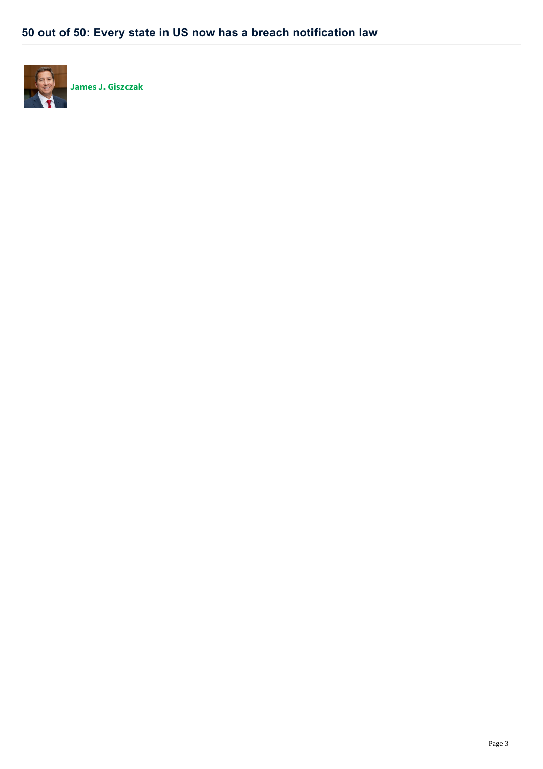**James J. Giszczak**